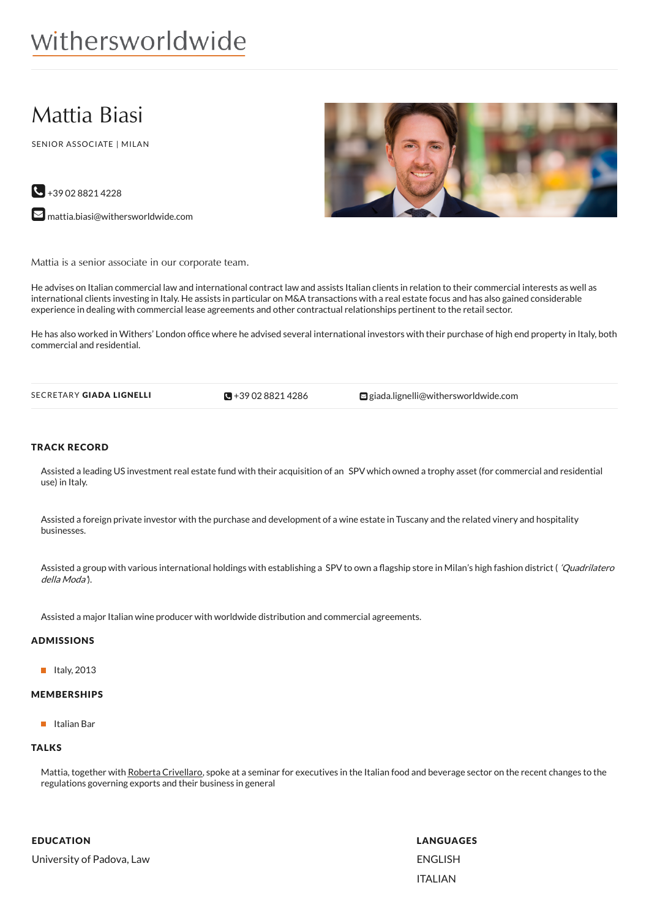withersworldwide

# Mattia Biasi

SENIOR ASSOCIATE | MILAN

+39 02 8821 4228

mattia.biasi@withersworldwide.com

Mattia is a senior associate in our corporate team.

He advises on Italian commercial law and international contract law and assists Italian clients in relation to their commercial interests as well as international clients investing in Italy. He assists in particular on M&A transactions with a real estate focus and has also gained considerable experience in dealing with commercial lease agreements and other contractual relationships pertinent to the retail sector.

He has also worked in Withers' London office where he advised several international investors with their purchase of high end property in Italy, both commercial and residential.

SECRETARY **GIADA LIGNELLI** | +39 02 8821 4286 | giada.lignelli@withersworldwide.com

## TRACK RECORD

Assisted a leading US investment real estate fund with their acquisition of an SPV which owned a trophy asset (for commercial and residential use) in Italy.

Assisted a foreign private investor with the purchase and development of a wine estate in Tuscany and the related vinery and hospitality businesses.

Assisted a group with various international holdings with establishing a SPV to own a flagship store in Milan's high fashion district ( *'Quadrilatero della Moda'*).

Assisted a major Italian wine producer with worldwide distribution and commercial agreements.

## ADMISSIONS

- Italy, 2013

## MEMBERSHIPS

- Italian Bar

## TALKS

Mattia, together with Roberta Crivellaro, spoke at a seminar for executives in the Italian food and beverage sector on the recent changes to the regulations governing exports and their business in general

## EDUCATION

University of Padova, Law

## LANGUAGES

ENGLISH

ITALIAN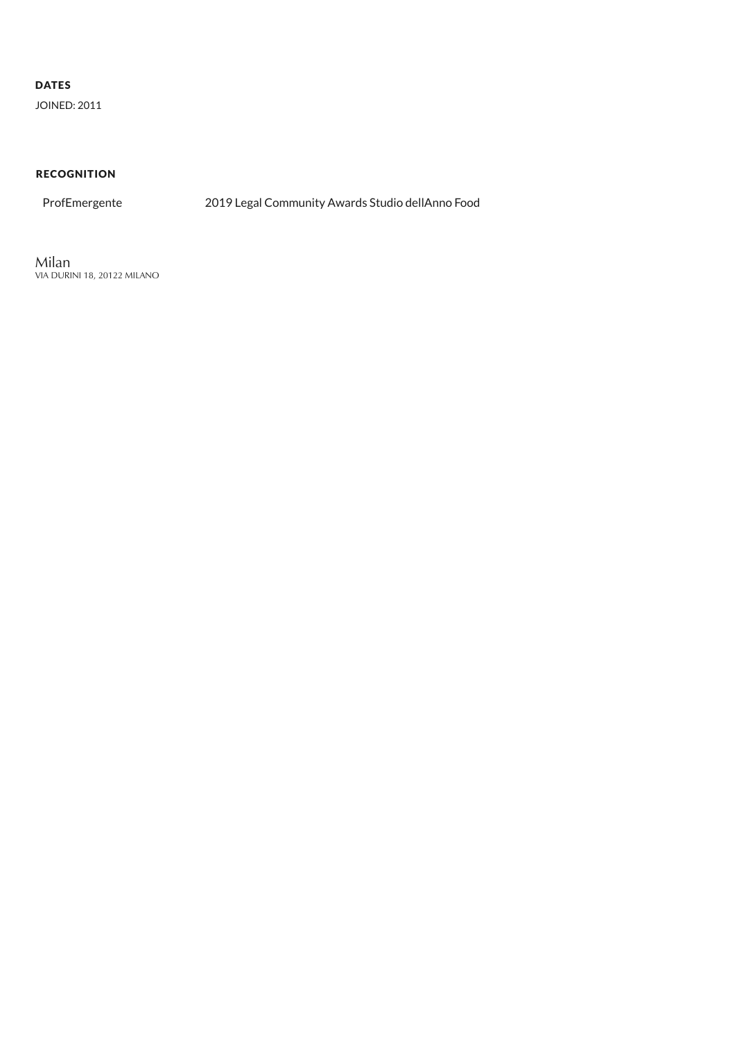#### DATES

JOINED: 2011

#### RECOGNITION

| | |
|---|---|
| ProfEmergente | 2019 Legal Community Awards Studio dellAnno Food |

Milan
VIA DURINI 18, 20122 MILANO